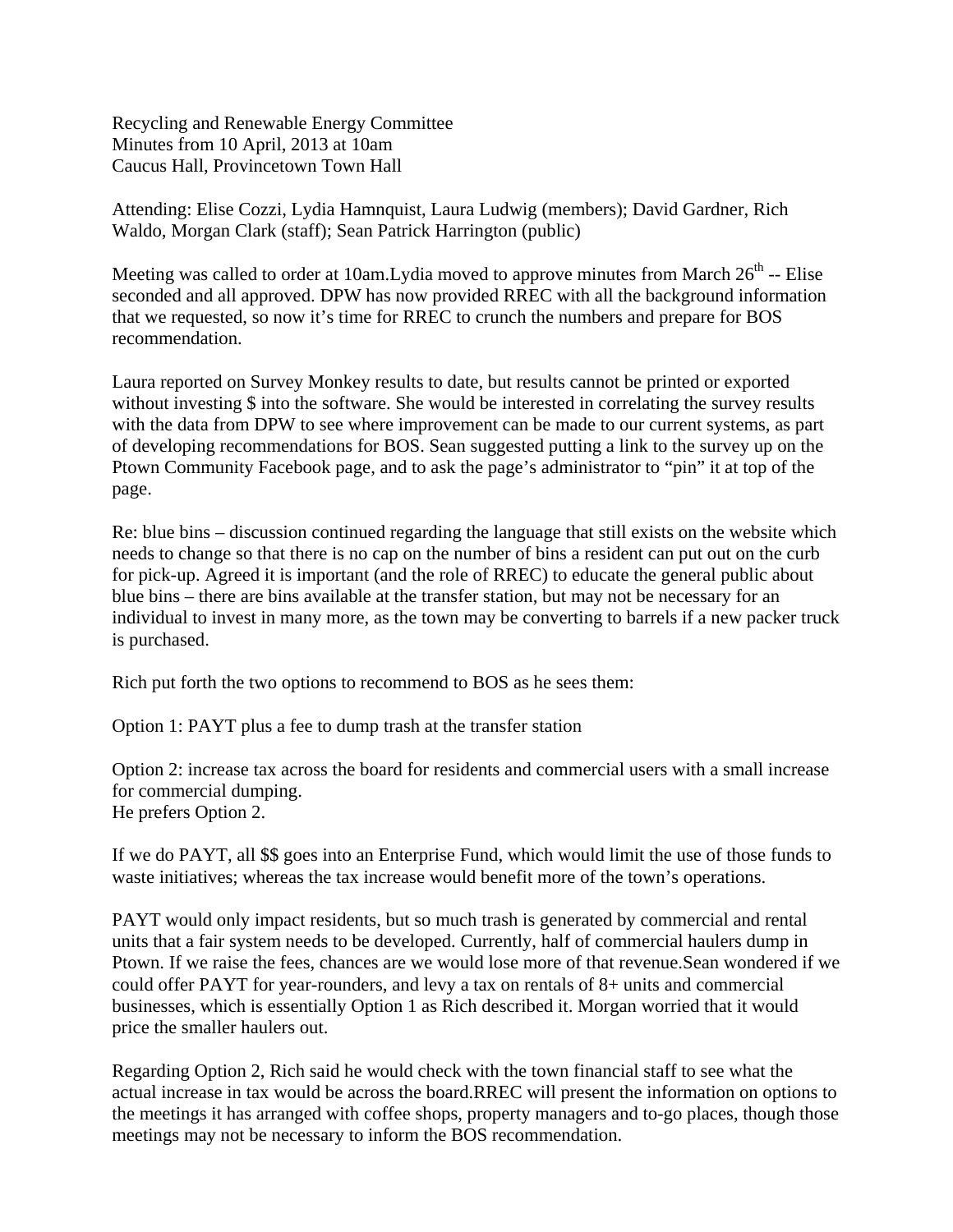Recycling and Renewable Energy Committee
Minutes from 10 April, 2013 at 10am
Caucus Hall, Provincetown Town Hall

Attending: Elise Cozzi, Lydia Hamnquist, Laura Ludwig (members); David Gardner, Rich Waldo, Morgan Clark (staff); Sean Patrick Harrington (public)

Meeting was called to order at 10am.Lydia moved to approve minutes from March 26th -- Elise seconded and all approved. DPW has now provided RREC with all the background information that we requested, so now it's time for RREC to crunch the numbers and prepare for BOS recommendation.

Laura reported on Survey Monkey results to date, but results cannot be printed or exported without investing $ into the software. She would be interested in correlating the survey results with the data from DPW to see where improvement can be made to our current systems, as part of developing recommendations for BOS. Sean suggested putting a link to the survey up on the Ptown Community Facebook page, and to ask the page's administrator to "pin" it at top of the page.

Re: blue bins – discussion continued regarding the language that still exists on the website which needs to change so that there is no cap on the number of bins a resident can put out on the curb for pick-up. Agreed it is important (and the role of RREC) to educate the general public about blue bins – there are bins available at the transfer station, but may not be necessary for an individual to invest in many more, as the town may be converting to barrels if a new packer truck is purchased.

Rich put forth the two options to recommend to BOS as he sees them:

Option 1: PAYT plus a fee to dump trash at the transfer station

Option 2: increase tax across the board for residents and commercial users with a small increase for commercial dumping.
He prefers Option 2.

If we do PAYT, all $$ goes into an Enterprise Fund, which would limit the use of those funds to waste initiatives; whereas the tax increase would benefit more of the town's operations.

PAYT would only impact residents, but so much trash is generated by commercial and rental units that a fair system needs to be developed. Currently, half of commercial haulers dump in Ptown. If we raise the fees, chances are we would lose more of that revenue.Sean wondered if we could offer PAYT for year-rounders, and levy a tax on rentals of 8+ units and commercial businesses, which is essentially Option 1 as Rich described it. Morgan worried that it would price the smaller haulers out.

Regarding Option 2, Rich said he would check with the town financial staff to see what the actual increase in tax would be across the board.RREC will present the information on options to the meetings it has arranged with coffee shops, property managers and to-go places, though those meetings may not be necessary to inform the BOS recommendation.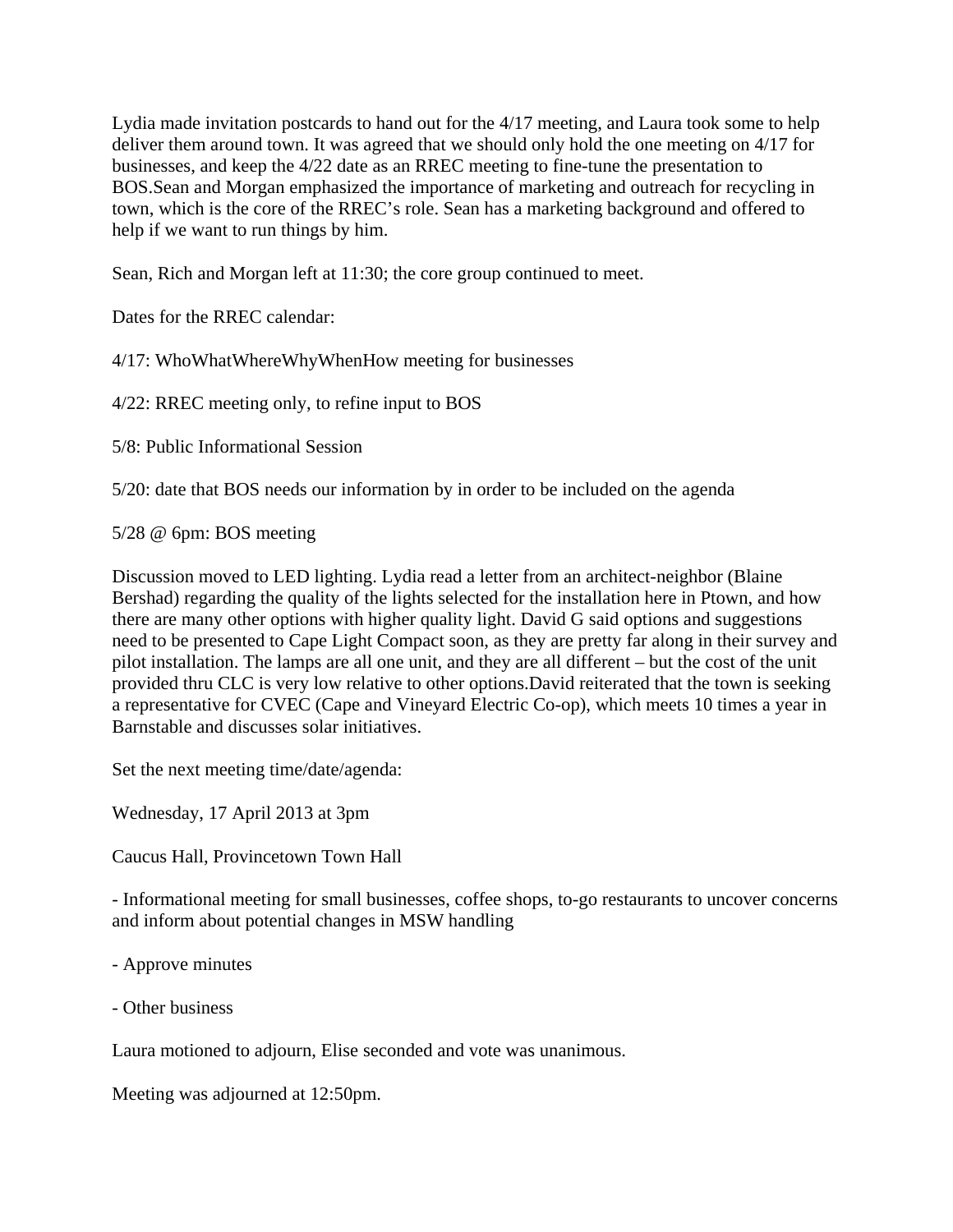Lydia made invitation postcards to hand out for the 4/17 meeting, and Laura took some to help deliver them around town. It was agreed that we should only hold the one meeting on 4/17 for businesses, and keep the 4/22 date as an RREC meeting to fine-tune the presentation to BOS.Sean and Morgan emphasized the importance of marketing and outreach for recycling in town, which is the core of the RREC's role. Sean has a marketing background and offered to help if we want to run things by him.

Sean, Rich and Morgan left at 11:30; the core group continued to meet.

Dates for the RREC calendar:

4/17: WhoWhatWhereWhyWhenHow meeting for businesses

4/22: RREC meeting only, to refine input to BOS

5/8: Public Informational Session

5/20: date that BOS needs our information by in order to be included on the agenda

5/28 @ 6pm: BOS meeting

Discussion moved to LED lighting. Lydia read a letter from an architect-neighbor (Blaine Bershad) regarding the quality of the lights selected for the installation here in Ptown, and how there are many other options with higher quality light. David G said options and suggestions need to be presented to Cape Light Compact soon, as they are pretty far along in their survey and pilot installation. The lamps are all one unit, and they are all different – but the cost of the unit provided thru CLC is very low relative to other options.David reiterated that the town is seeking a representative for CVEC (Cape and Vineyard Electric Co-op), which meets 10 times a year in Barnstable and discusses solar initiatives.

Set the next meeting time/date/agenda:

Wednesday, 17 April 2013 at 3pm

Caucus Hall, Provincetown Town Hall

- Informational meeting for small businesses, coffee shops, to-go restaurants to uncover concerns and inform about potential changes in MSW handling

- Approve minutes

- Other business

Laura motioned to adjourn, Elise seconded and vote was unanimous.

Meeting was adjourned at 12:50pm.